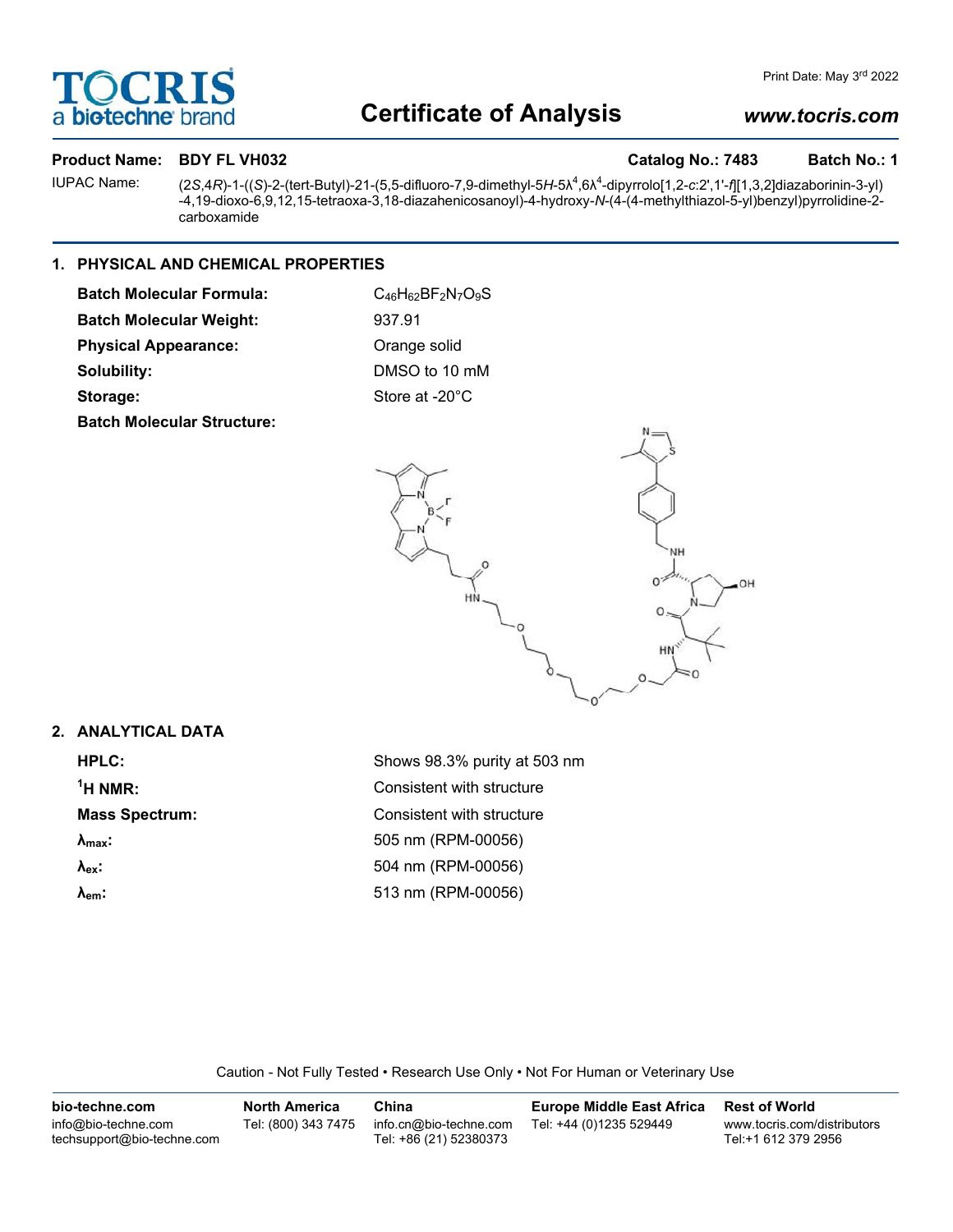# Certificate of Analysis

www.tocris.com

Print Date: May 3rd 2022

**Product Name: BDY FL VH032** **Catalog No.: 7483** **Batch No.: 1**

IUPAC Name: (2*S*,4*R*)-1-((*S*)-2-(tert-Butyl)-21-(5,5-difluoro-7,9-dimethyl-5*H*-5λ$^4$,6λ$^4$-dipyrrolo[1,2-*c*:2',1'-*f*][1,3,2]diazaborinin-3-yl)-4,19-dioxo-6,9,12,15-tetraoxa-3,18-diazahenicosanoyl)-4-hydroxy-*N*-(4-(4-methylthiazol-5-yl)benzyl)pyrrolidine-2-carboxamide

## 1. PHYSICAL AND CHEMICAL PROPERTIES

**Batch Molecular Formula:** $C_{46}H_{62}BF_2N_7O_9S$

**Batch Molecular Weight:** 937.91

**Physical Appearance:** Orange solid

**Solubility:** DMSO to 10 mM

**Storage:** Store at -20°C

**Batch Molecular Structure:**

## 2. ANALYTICAL DATA

**HPLC:** Shows 98.3% purity at 503 nm

**$^1$H NMR:** Consistent with structure

**Mass Spectrum:** Consistent with structure

**$\lambda_{max}$:** 505 nm (RPM-00056)

**$\lambda_{ex}$:** 504 nm (RPM-00056)

**$\lambda_{em}$:** 513 nm (RPM-00056)

Caution - Not Fully Tested • Research Use Only • Not For Human or Veterinary Use

| bio-techne.com | North America | China | Europe Middle East Africa | Rest of World |
| --- | --- | --- | --- | --- |
| info@bio-techne.com<br>techsupport@bio-techne.com | Tel: (800) 343 7475 | info.cn@bio-techne.com<br>Tel: +86 (21) 52380373 | Tel: +44 (0)1235 529449 | www.tocris.com/distributors<br>Tel:+1 612 379 2956 |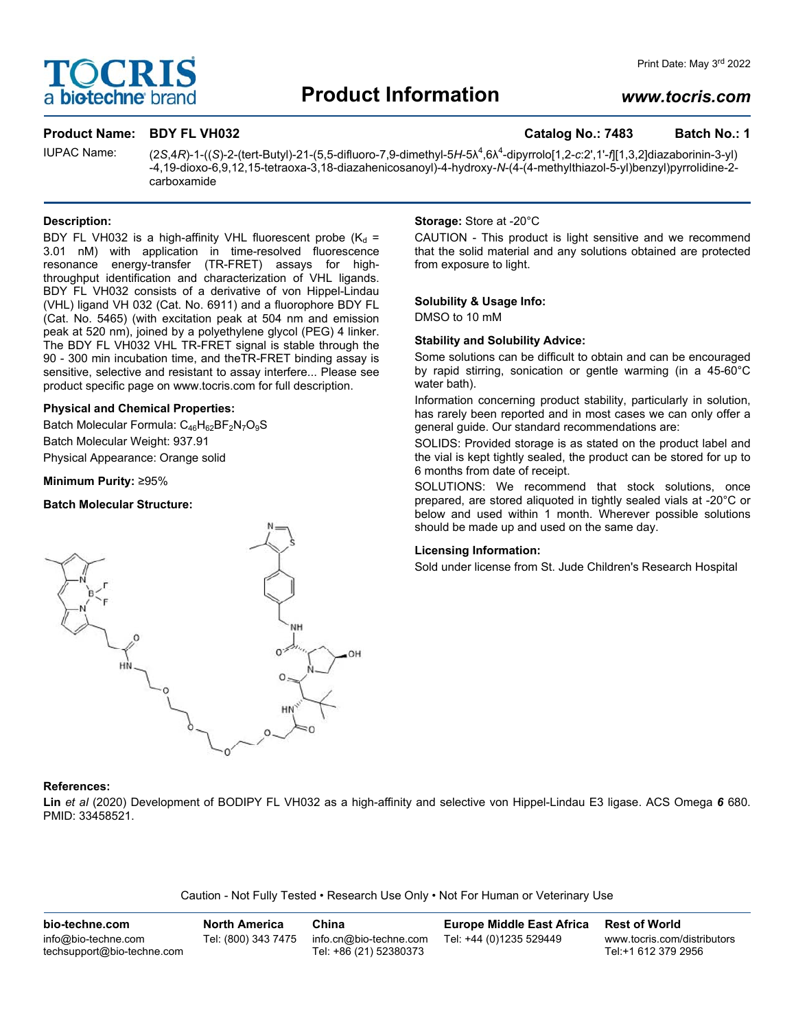Print Date: May 3rd 2022

# Product Information

*www.tocris.com*

**Product Name:** **BDY FL VH032** **Catalog No.: 7483** **Batch No.: 1**

IUPAC Name: (2*S*,4*R*)-1-((*S*)-2-(tert-Butyl)-21-(5,5-difluoro-7,9-dimethyl-5*H*-5$\lambda^4$,6$\lambda^4$-dipyrrolo[1,2-*c*:2',1'-*f*][1,3,2]diazaborinin-3-yl)-4,19-dioxo-6,9,12,15-tetraoxa-3,18-diazahenicosanoyl)-4-hydroxy-*N*-(4-(4-methylthiazol-5-yl)benzyl)pyrrolidine-2-carboxamide

### Description:

BDY FL VH032 is a high-affinity VHL fluorescent probe ($K_d$ = 3.01 nM) with application in time-resolved fluorescence resonance energy-transfer (TR-FRET) assays for high-throughput identification and characterization of VHL ligands. BDY FL VH032 consists of a derivative of von Hippel-Lindau (VHL) ligand VH 032 (Cat. No. 6911) and a fluorophore BDY FL (Cat. No. 5465) (with excitation peak at 504 nm and emission peak at 520 nm), joined by a polyethylene glycol (PEG) 4 linker. The BDY FL VH032 VHL TR-FRET signal is stable through the 90 - 300 min incubation time, and theTR-FRET binding assay is sensitive, selective and resistant to assay interfere... Please see product specific page on www.tocris.com for full description.

### Physical and Chemical Properties:

Batch Molecular Formula: $C_{46}H_{62}BF_2N_7O_9S$

Batch Molecular Weight: 937.91

Physical Appearance: Orange solid

**Minimum Purity:** ≥95%

### Batch Molecular Structure:

### Storage: Store at -20°C

CAUTION - This product is light sensitive and we recommend that the solid material and any solutions obtained are protected from exposure to light.

### Solubility & Usage Info:

DMSO to 10 mM

### Stability and Solubility Advice:

Some solutions can be difficult to obtain and can be encouraged by rapid stirring, sonication or gentle warming (in a 45-60°C water bath).

Information concerning product stability, particularly in solution, has rarely been reported and in most cases we can only offer a general guide. Our standard recommendations are:

SOLIDS: Provided storage is as stated on the product label and the vial is kept tightly sealed, the product can be stored for up to 6 months from date of receipt.

SOLUTIONS: We recommend that stock solutions, once prepared, are stored aliquoted in tightly sealed vials at -20°C or below and used within 1 month. Wherever possible solutions should be made up and used on the same day.

### Licensing Information:

Sold under license from St. Jude Children's Research Hospital

### References:

**Lin** *et al* (2020) Development of BODIPY FL VH032 as a high-affinity and selective von Hippel-Lindau E3 ligase. ACS Omega ***6*** 680. PMID: 33458521.

Caution - Not Fully Tested • Research Use Only • Not For Human or Veterinary Use

**bio-techne.com** info@bio-techne.com techsupport@bio-techne.com

**North America** Tel: (800) 343 7475

**China** info.cn@bio-techne.com Tel: +86 (21) 52380373

**Europe Middle East Africa** Tel: +44 (0)1235 529449

**Rest of World** www.tocris.com/distributors Tel:+1 612 379 2956